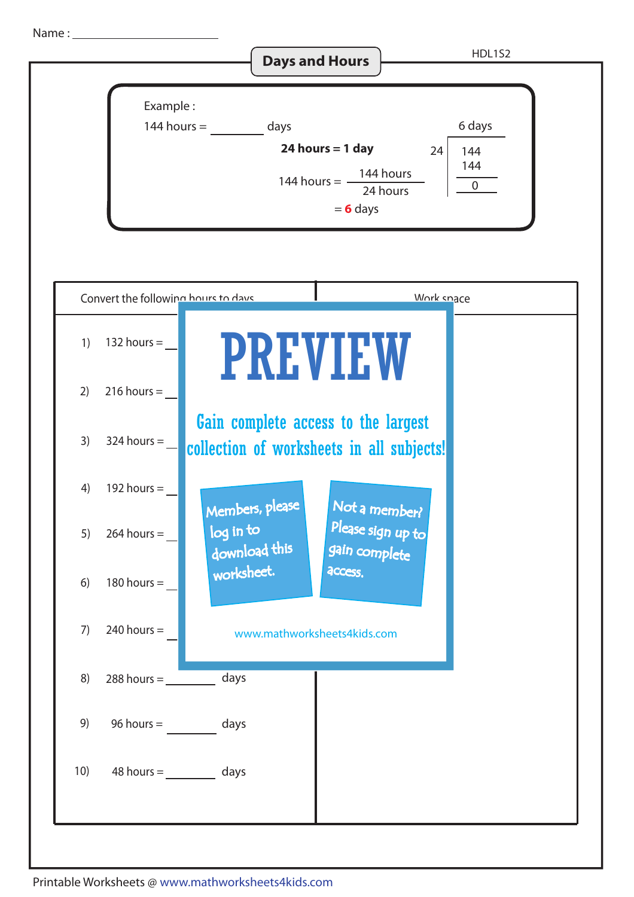Name : ____________________

# Days and Hours

HDL1S2

Example :

144 hours = ________ days

**24 hours = 1 day**

$$144 \text{ hours} = \frac{144 \text{ hours}}{24 \text{ hours}}$$

= **6** days

```
        6 days
    ________
24 |  144
      144
    ______
        0
```

| Convert the following hours to days | Work space |
|---|---|
| 1) 132 hours = ________ | |
| 2) 216 hours = ________ | |
| 3) 324 hours = ________ | |
| 4) 192 hours = ________ | |
| 5) 264 hours = ________ | |
| 6) 180 hours = ________ | |
| 7) 240 hours = ________ | |
| 8) 288 hours = ________ days | |
| 9) 96 hours = ________ days | |
| 10) 48 hours = ________ days | |

PREVIEW

Gain complete access to the largest collection of worksheets in all subjects!

Members, please log in to download this worksheet.

Not a member? Please sign up to gain complete access.

www.mathworksheets4kids.com

Printable Worksheets @ www.mathworksheets4kids.com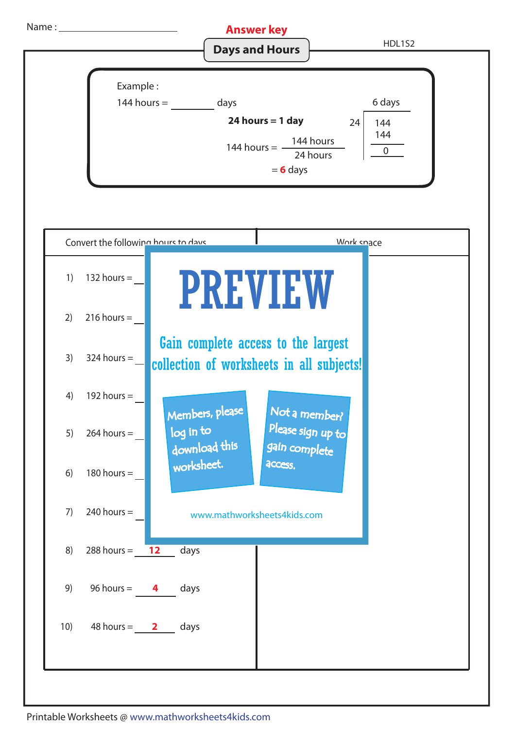Name : ____________________

**Answer key**

# Days and Hours

HDL1S2

Example :

144 hours = ________ days

**24 hours = 1 day**

$$144 \text{ hours} = \frac{144 \text{ hours}}{24 \text{ hours}}$$

= **6** days

```
      6 days
   ______
24 | 144
     144
     ___
       0
```

| Convert the following hours to days | Work space |
|---|---|
| 1) 132 hours = | |
| 2) 216 hours = | |
| 3) 324 hours = | |
| 4) 192 hours = | |
| 5) 264 hours = | |
| 6) 180 hours = | |
| 7) 240 hours = | |
| 8) 288 hours = **12** days | |
| 9) 96 hours = **4** days | |
| 10) 48 hours = **2** days | |

# PREVIEW

Gain complete access to the largest collection of worksheets in all subjects!

Members, please log in to download this worksheet.

Not a member? Please sign up to gain complete access.

www.mathworksheets4kids.com

Printable Worksheets @ www.mathworksheets4kids.com